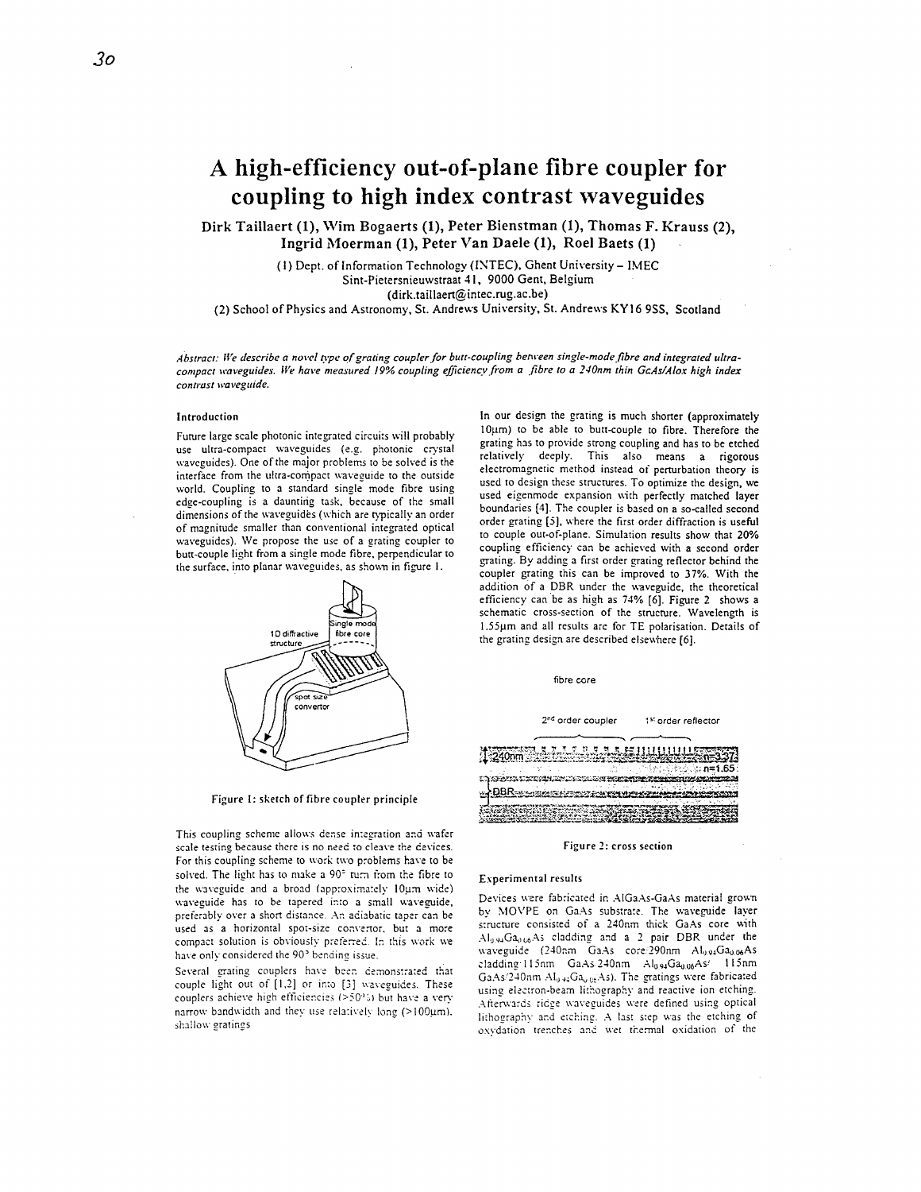# A high-efficiency out-of-plane fibre coupler for coupling to high index contrast waveguides

**Dirk Taillaert (1), Wim Bogaerts (1), Peter Bienstman (1), Thomas F. Krauss (2), Ingrid Moerman (1), Peter Van Daele (1), Roel Baets (1)**

(1) Dept. of Information Technology (INTEC), Ghent University – IMEC
Sint-Pietersnieuwstraat 41, 9000 Gent, Belgium
(dirk.taillaert@intec.rug.ac.be)
(2) School of Physics and Astronomy, St. Andrews University, St. Andrews KY16 9SS, Scotland

*Abstract: We describe a novel type of grating coupler for butt-coupling between single-mode fibre and integrated ultra-compact waveguides. We have measured 19% coupling efficiency from a fibre to a 240nm thin GaAs/Alox high index contrast waveguide.*

### Introduction

Future large scale photonic integrated circuits will probably use ultra-compact waveguides (e.g. photonic crystal waveguides). One of the major problems to be solved is the interface from the ultra-compact waveguide to the outside world. Coupling to a standard single mode fibre using edge-coupling is a daunting task, because of the small dimensions of the waveguides (which are typically an order of magnitude smaller than conventional integrated optical waveguides). We propose the use of a grating coupler to butt-couple light from a single mode fibre, perpendicular to the surface, into planar waveguides, as shown in figure 1.

Figure 1: sketch of fibre coupler principle

This coupling scheme allows dense integration and wafer scale testing because there is no need to cleave the devices. For this coupling scheme to work two problems have to be solved. The light has to make a 90° turn from the fibre to the waveguide and a broad (approximately 10µm wide) waveguide has to be tapered into a small waveguide, preferably over a short distance. An adiabatic taper can be used as a horizontal spot-size convertor, but a more compact solution is obviously preferred. In this work we have only considered the 90° bending issue.

Several grating couplers have been demonstrated that couple light out of [1,2] or into [3] waveguides. These couplers achieve high efficiencies (>50%) but have a very narrow bandwidth and they use relatively long (>100µm), shallow gratings

In our design the grating is much shorter (approximately 10µm) to be able to butt-couple to fibre. Therefore the grating has to provide strong coupling and has to be etched relatively deeply. This also means a rigorous electromagnetic method instead of perturbation theory is used to design these structures. To optimize the design, we used eigenmode expansion with perfectly matched layer boundaries [4]. The coupler is based on a so-called second order grating [5], where the first order diffraction is useful to couple out-of-plane. Simulation results show that 20% coupling efficiency can be achieved with a second order grating. By adding a first order grating reflector behind the coupler grating this can be improved to 37%. With the addition of a DBR under the waveguide, the theoretical efficiency can be as high as 74% [6]. Figure 2 shows a schematic cross-section of the structure. Wavelength is 1.55µm and all results are for TE polarisation. Details of the grating design are described elsewhere [6].

Figure 2: cross section

### Experimental results

Devices were fabricated in AlGaAs-GaAs material grown by MOVPE on GaAs substrate. The waveguide layer structure consisted of a 240nm thick GaAs core with $Al_{0.94}Ga_{0.06}As$ cladding and a 2 pair DBR under the waveguide (240nm GaAs core/290nm $Al_{0.94}Ga_{0.06}As$ cladding/115nm GaAs/240nm $Al_{0.94}Ga_{0.06}As$/ 115nm GaAs/240nm $Al_{0.94}Ga_{0.06}As$). The gratings were fabricated using electron-beam lithography and reactive ion etching. Afterwards ridge waveguides were defined using optical lithography and etching. A last step was the etching of oxydation trenches and wet thermal oxidation of the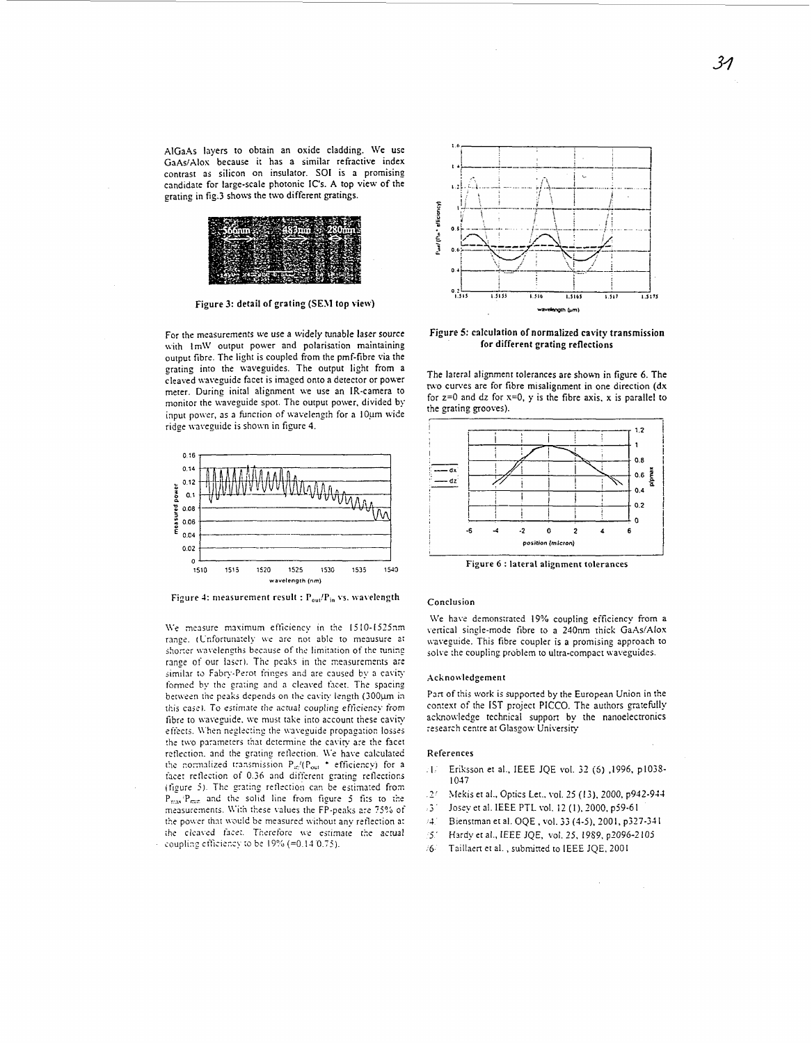AlGaAs layers to obtain an oxide cladding. We use GaAs/Alox because it has a similar refractive index contrast as silicon on insulator. SOI is a promising candidate for large-scale photonic IC's. A top view of the grating in fig.3 shows the two different gratings.

566nm 483nm 280nm

Figure 3: detail of grating (SEM top view)

For the measurements we use a widely tunable laser source with 1mW output power and polarisation maintaining output fibre. The light is coupled from the pmf-fibre via the grating into the waveguides. The output light from a cleaved waveguide facet is imaged onto a detector or power meter. During inital alignment we use an IR-camera to monitor the waveguide spot. The output power, divided by input power, as a function of wavelength for a 10μm wide ridge waveguide is shown in figure 4.

measured power

0.16
0.14
0.12
0.1
0.08
0.06
0.04
0.02
0

1510 1515 1520 1525 1530 1535 1540

wavelength (nm)

Figure 4: measurement result : $P_{out}/P_{in}$ vs. wavelength

We measure maximum efficiency in the 1510-1525nm range. (Unfortunately we are not able to meausure at shorter wavelengths because of the limitation of the tuning range of our laser). The peaks in the measurements are similar to Fabry-Perot fringes and are caused by a cavity formed by the grating and a cleaved facet. The spacing between the peaks depends on the cavity length (300μm in this case). To estimate the actual coupling efficiency from fibre to waveguide, we must take into account these cavity effects. When neglecting the waveguide propagation losses the two parameters that determine the cavity are the facet reflection. and the grating reflection. We have calculated the normalized transmission $P_{tr}/(P_{out}$ * efficiency) for a facet reflection of 0.36 and different grating reflections (figure 5). The grating reflection can be estimated from $P_{max}/P_{min}$ and the solid line from figure 5 fits to the measurements. With these values the FP-peaks are 75% of the power that would be measured without any reflection at the cleaved facet. Therefore we estimate the actual coupling efficiency to be 19% (=0.14/0.75).

$P_{tr}/(P_{in}$ * efficiency)

1.6
1.4
1.2
1
0.8
0.6
0.4
0.2

1.515 1.5155 1.516 1.5165 1.517 1.5175

wavelength (μm)

**Figure 5: calculation of normalized cavity transmission for different grating reflections**

The lateral alignment tolerances are shown in figure 6. The two curves are for fibre misalignment in one direction (dx for z=0 and dz for x=0, y is the fibre axis, x is parallel to the grating grooves).

dx
dz

1.2
1
0.8
0.6
0.4
0.2
0

p/pmax

-6 -4 -2 0 2 4 6

position (micron)

**Figure 6 : lateral alignment tolerances**

## Conclusion

We have demonstrated 19% coupling efficiency from a vertical single-mode fibre to a 240nm thick GaAs/Alox waveguide. This fibre coupler is a promising approach to solve the coupling problem to ultra-compact waveguides.

## Acknowledgement

Part of this work is supported by the European Union in the context of the IST project PICCO. The authors gratefully acknowledge technical support by the nanoelectronics research centre at Glasgow University

## References

[1] Eriksson et al., IEEE JQE vol. 32 (6) ,1996, p1038-1047

[2] Mekis et al., Optics Let., vol. 25 (13), 2000, p942-944

[3] Josey et al. IEEE PTL vol. 12 (1), 2000, p59-61

[4] Bienstman et al. OQE , vol. 33 (4-5), 2001, p327-341

[5] Hardy et al., IEEE JQE, vol. 25, 1989, p2096-2105

[6] Taillaert et al. , submitted to IEEE JQE, 2001